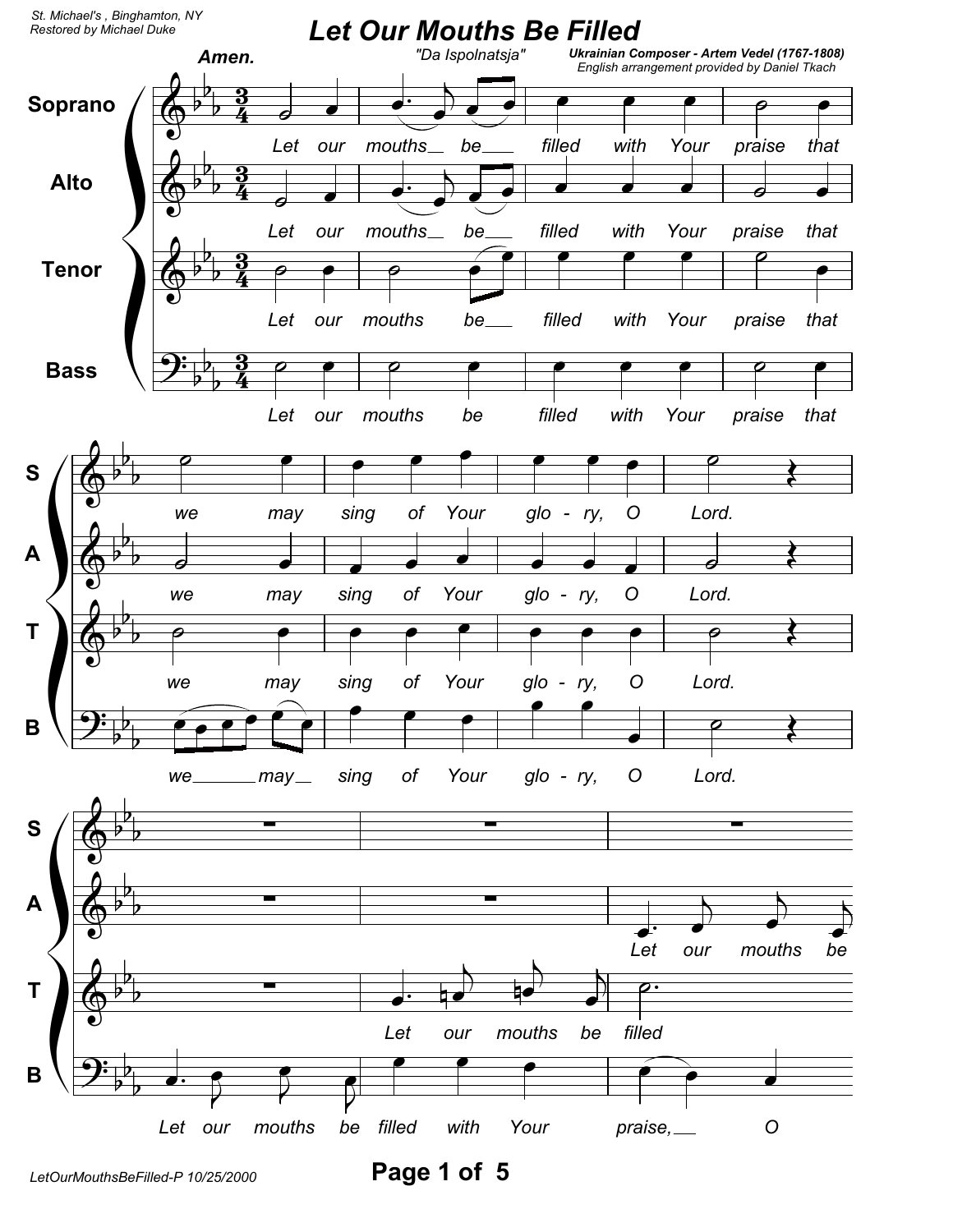St. Michael's , Binghamton, NY
Restored by Michael Duke

# Let Our Mouths Be Filled

"Da Ispolnatsja"

**Ukrainian Composer - Artem Vedel (1767-1808)**
English arrangement provided by Daniel Tkach

**Amen.**

Soprano, Alto, Tenor, Bass

Let our mouths be filled with Your praise that we may sing of Your glo - ry, O Lord.

Alto: Let our mouths be
Tenor: Let our mouths be filled
Bass: Let our mouths be filled with Your praise, O

LetOurMouthsBeFilled-P 10/25/2000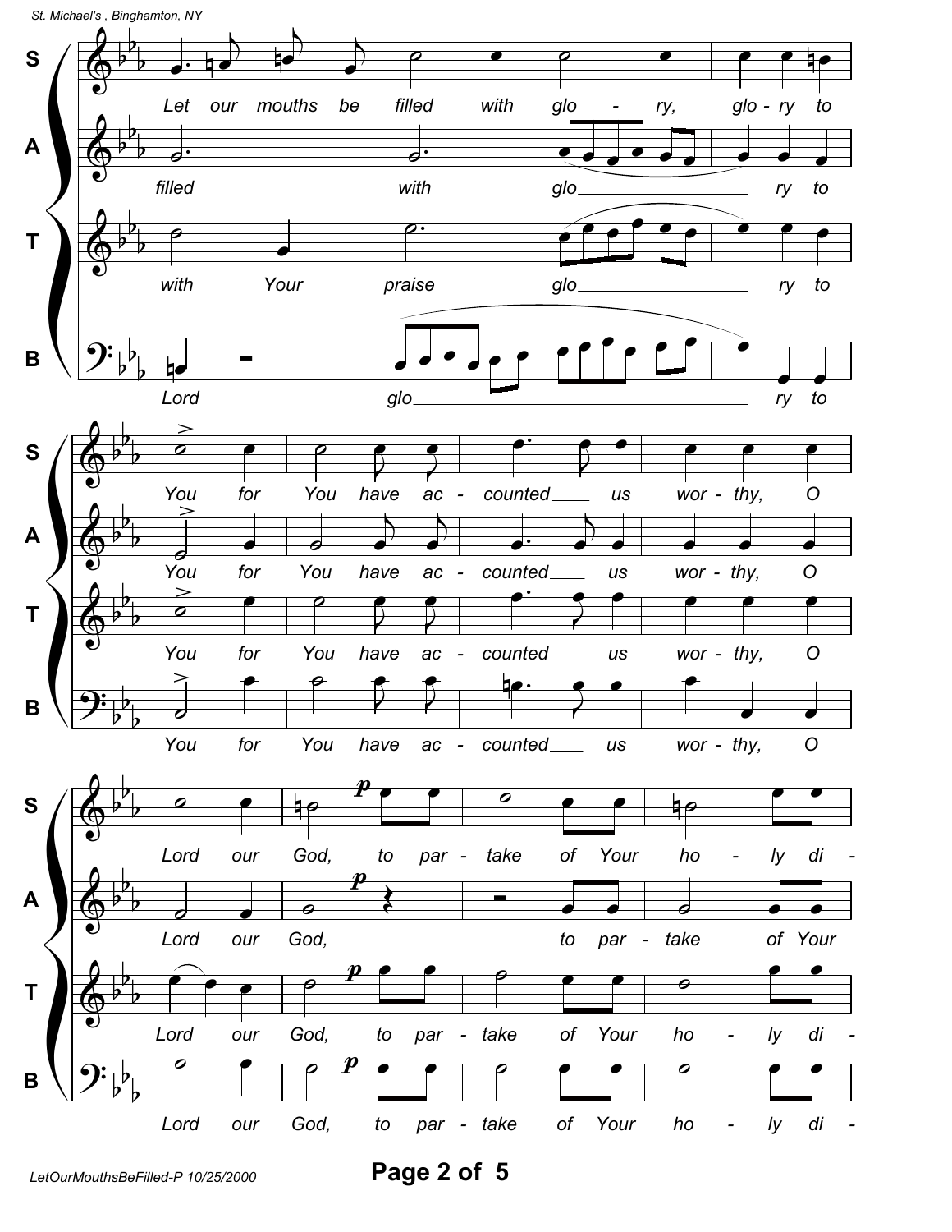**S:** Let our mouths be filled with glo - ry, glo - ry to

**A:** filled with glo___ ry to

**T:** with Your praise glo___ ry to

**B:** Lord glo___ ry to

**S:** You for You have ac - counted___ us wor - thy, O

**A:** You for You have ac - counted___ us wor - thy, O

**T:** You for You have ac - counted___ us wor - thy, O

**B:** You for You have ac - counted___ us wor - thy, O

**S:** Lord our God, *p* to par - take of Your ho - ly di -

**A:** Lord our God, *p* to par - take of Your

**T:** Lord__ our God, *p* to par - take of Your ho - ly di -

**B:** Lord our God, *p* to par - take of Your ho - ly di -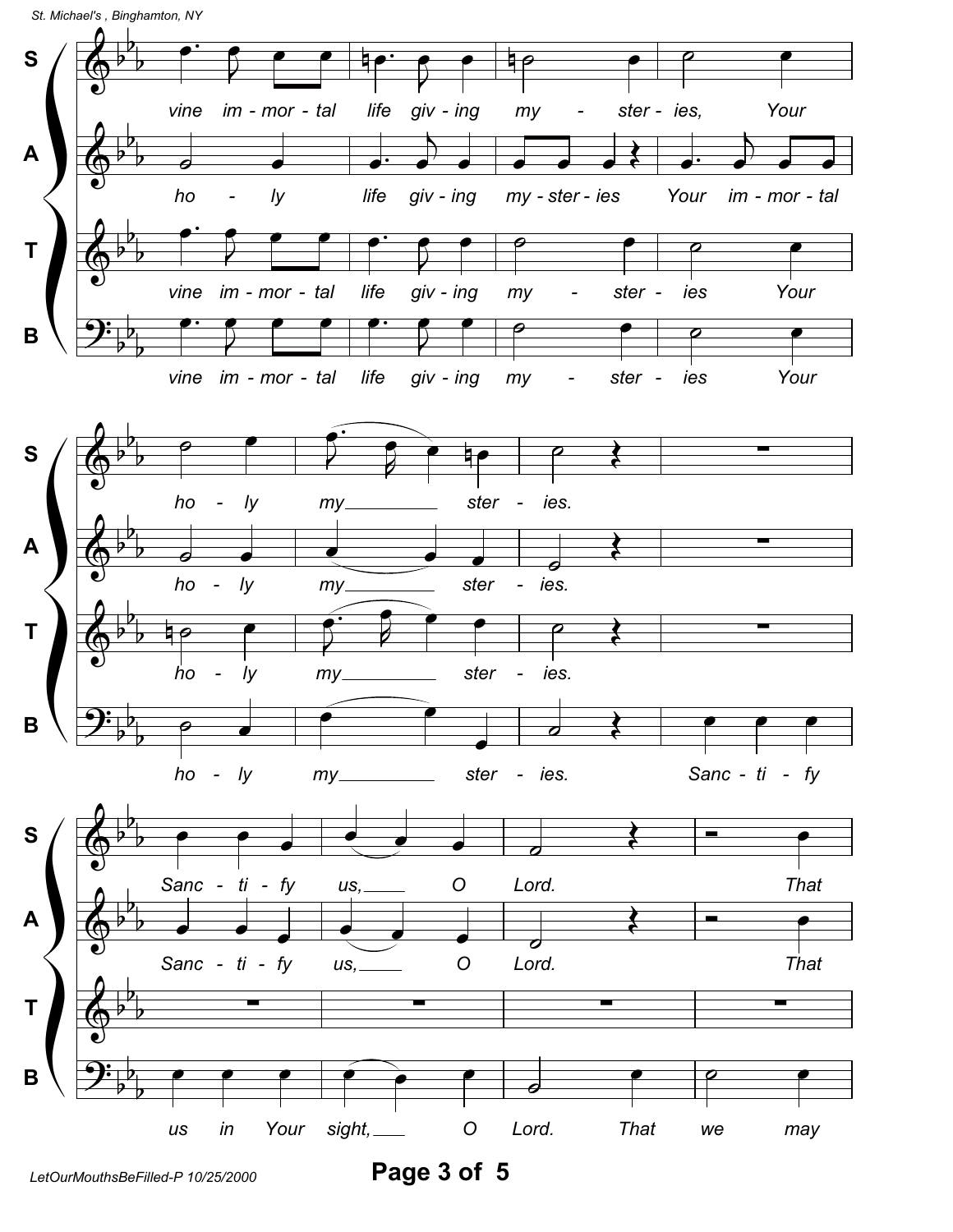**S:** vine im - mor - tal life giv - ing my - ster - ies, Your

**A:** ho - ly life giv - ing my - ster - ies Your im - mor - tal

**T:** vine im - mor - tal life giv - ing my - ster - ies Your

**B:** vine im - mor - tal life giv - ing my - ster - ies Your

**S:** ho - ly my ster - ies.

**A:** ho - ly my ster - ies.

**T:** ho - ly my ster - ies.

**B:** ho - ly my ster - ies. Sanc - ti - fy

**S:** Sanc - ti - fy us, O Lord. That

**A:** Sanc - ti - fy us, O Lord. That

**B:** us in Your sight, O Lord. That we may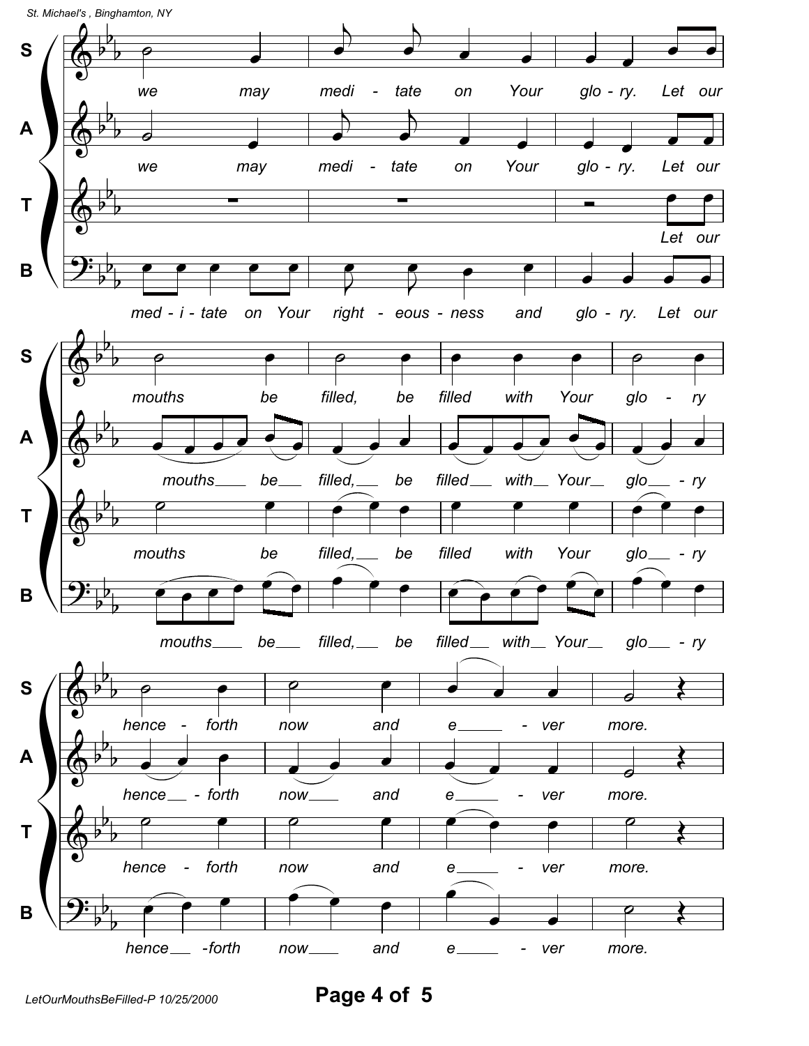St. Michael's , Binghamton, NY

**S**: we may medi - tate on Your glo - ry. Let our

**A**: we may medi - tate on Your glo - ry. Let our

**T**: Let our

**B**: med - i - tate on Your right - eous - ness and glo - ry. Let our

**S**: mouths be filled, be filled with Your glo - ry

**A**: mouths___ be___ filled,___ be filled___ with__ Your__ glo___ - ry

**T**: mouths be filled,___ be filled with Your glo___ - ry

**B**: mouths___ be___ filled,___ be filled___ with__ Your__ glo___ - ry

**S**: hence - forth now and e_____ - ver more.

**A**: hence__ - forth now___ and e_____ - ver more.

**T**: hence - forth now and e_____ - ver more.

**B**: hence__ -forth now___ and e_____ - ver more.

LetOurMouthsBeFilled-P 10/25/2000